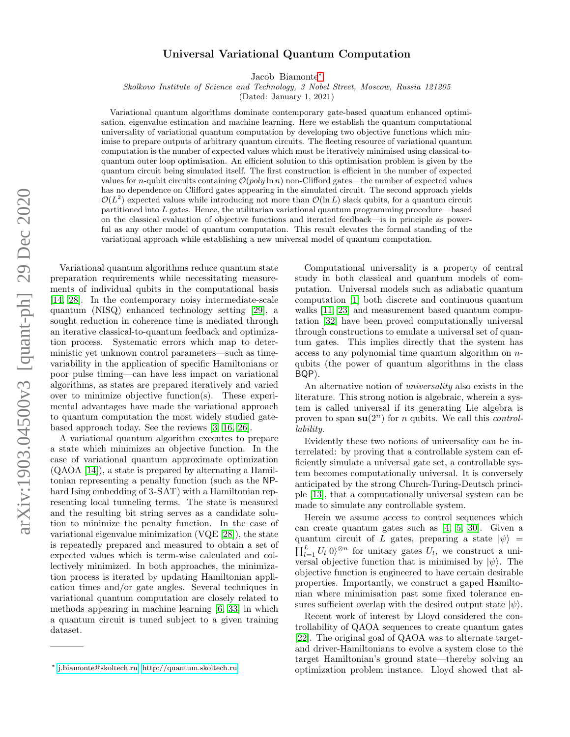# Universal Variational Quantum Computation

Jacob Biamonte[*]

*Skolkovo Institute of Science and Technology, 3 Nobel Street, Moscow, Russia 121205*

(Dated: January 1, 2021)

Variational quantum algorithms dominate contemporary gate-based quantum enhanced optimisation, eigenvalue estimation and machine learning. Here we establish the quantum computational universality of variational quantum computation by developing two objective functions which minimise to prepare outputs of arbitrary quantum circuits. The fleeting resource of variational quantum computation is the number of expected values which must be iteratively minimised using classical-to-quantum outer loop optimisation. An efficient solution to this optimisation problem is given by the quantum circuit being simulated itself. The first construction is efficient in the number of expected values for $n$-qubit circuits containing $\mathcal{O}(poly \ln n)$ non-Clifford gates—the number of expected values has no dependence on Clifford gates appearing in the simulated circuit. The second approach yields $\mathcal{O}(L^2)$ expected values while introducing not more than $\mathcal{O}(\ln L)$ slack qubits, for a quantum circuit partitioned into $L$ gates. Hence, the utilitarian variational quantum programming procedure—based on the classical evaluation of objective functions and iterated feedback—is in principle as powerful as any other model of quantum computation. This result elevates the formal standing of the variational approach while establishing a new universal model of quantum computation.

Variational quantum algorithms reduce quantum state preparation requirements while necessitating measurements of individual qubits in the computational basis [14, 28]. In the contemporary noisy intermediate-scale quantum (NISQ) enhanced technology setting [29], a sought reduction in coherence time is mediated through an iterative classical-to-quantum feedback and optimization process. Systematic errors which map to deterministic yet unknown control parameters—such as time-variability in the application of specific Hamiltonians or poor pulse timing—can have less impact on variational algorithms, as states are prepared iteratively and varied over to minimize objective function(s). These experimental advantages have made the variational approach to quantum computation the most widely studied gate-based approach today. See the reviews [3, 16, 26].

A variational quantum algorithm executes to prepare a state which minimizes an objective function. In the case of variational quantum approximate optimization (QAOA [14]), a state is prepared by alternating a Hamiltonian representing a penalty function (such as the NP-hard Ising embedding of 3-SAT) with a Hamiltonian representing local tunneling terms. The state is measured and the resulting bit string serves as a candidate solution to minimize the penalty function. In the case of variational eigenvalue minimization (VQE [28]), the state is repeatedly prepared and measured to obtain a set of expected values which is term-wise calculated and collectively minimized. In both approaches, the minimization process is iterated by updating Hamiltonian application times and/or gate angles. Several techniques in variational quantum computation are closely related to methods appearing in machine learning [6, 33] in which a quantum circuit is tuned subject to a given training dataset.

Computational universality is a property of central study in both classical and quantum models of computation. Universal models such as adiabatic quantum computation [1] both discrete and continuous quantum walks [11, 23] and measurement based quantum computation [32] have been proved computationally universal through constructions to emulate a universal set of quantum gates. This implies directly that the system has access to any polynomial time quantum algorithm on $n$-qubits (the power of quantum algorithms in the class BQP).

An alternative notion of *universality* also exists in the literature. This strong notion is algebraic, wherein a system is called universal if its generating Lie algebra is proven to span $\mathbf{su}(2^n)$ for $n$ qubits. We call this *controllability*.

Evidently these two notions of universality can be interrelated: by proving that a controllable system can efficiently simulate a universal gate set, a controllable system becomes computationally universal. It is conversely anticipated by the strong Church-Turing-Deutsch principle [13], that a computationally universal system can be made to simulate any controllable system.

Herein we assume access to control sequences which can create quantum gates such as [4, 5, 30]. Given a quantum circuit of $L$ gates, preparing a state $|\psi\rangle = \prod_{l=1}^{L} U_l|0\rangle^{\otimes n}$ for unitary gates $U_l$, we construct a universal objective function that is minimised by $|\psi\rangle$. The objective function is engineered to have certain desirable properties. Importantly, we construct a gaped Hamiltonian where minimisation past some fixed tolerance ensures sufficient overlap with the desired output state $|\psi\rangle$.

Recent work of interest by Lloyd considered the controllability of QAOA sequences to create quantum gates [22]. The original goal of QAOA was to alternate target- and driver-Hamiltonians to evolve a system close to the target Hamiltonian's ground state—thereby solving an optimization problem instance. Lloyd showed that al-

[*] j.biamonte@skoltech.ru; http://quantum.skoltech.ru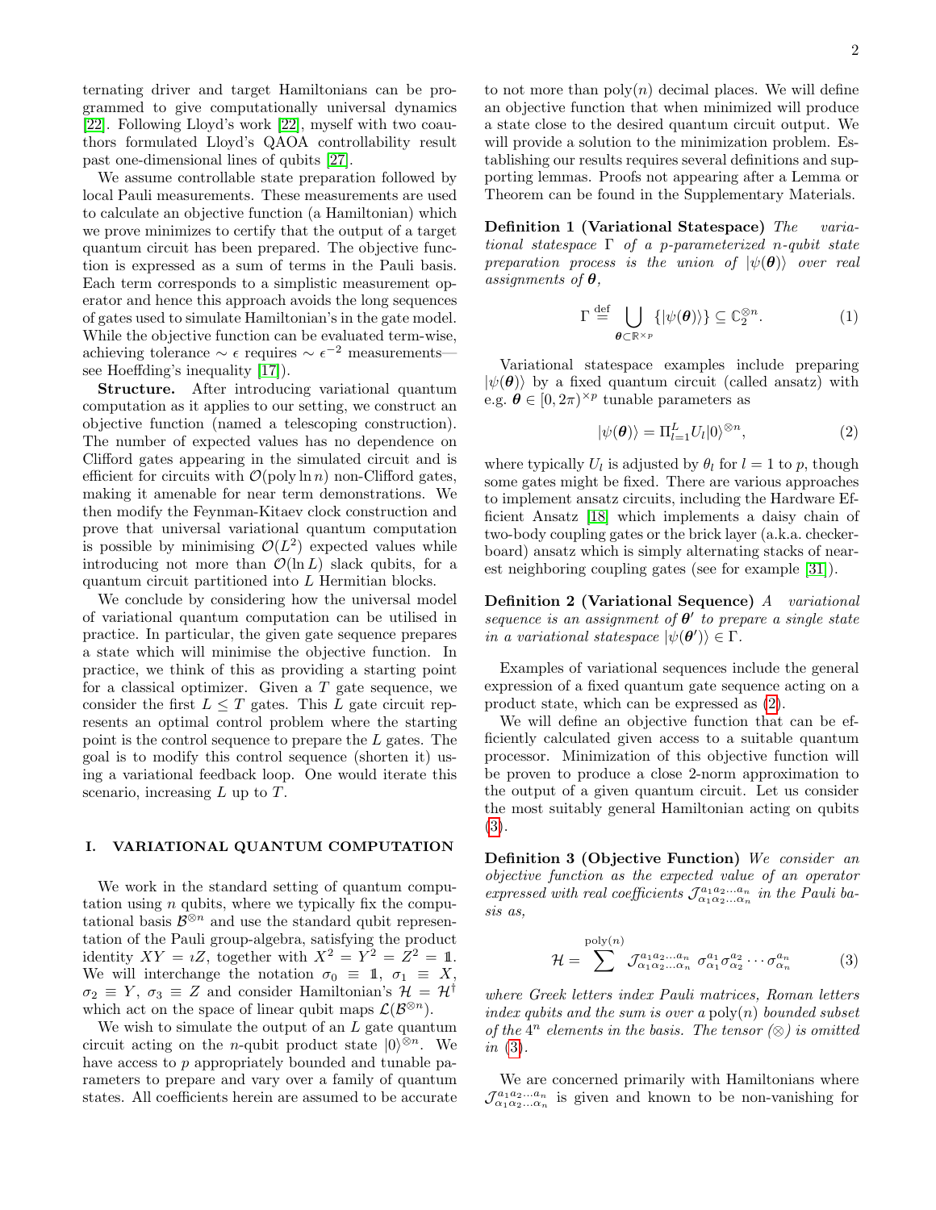ternating driver and target Hamiltonians can be programmed to give computationally universal dynamics [22]. Following Lloyd's work [22], myself with two coauthors formulated Lloyd's QAOA controllability result past one-dimensional lines of qubits [27].

We assume controllable state preparation followed by local Pauli measurements. These measurements are used to calculate an objective function (a Hamiltonian) which we prove minimizes to certify that the output of a target quantum circuit has been prepared. The objective function is expressed as a sum of terms in the Pauli basis. Each term corresponds to a simplistic measurement operator and hence this approach avoids the long sequences of gates used to simulate Hamiltonian's in the gate model. While the objective function can be evaluated term-wise, achieving tolerance $\sim \epsilon$ requires $\sim \epsilon^{-2}$ measurements—see Hoeffding's inequality [17]).

**Structure.** After introducing variational quantum computation as it applies to our setting, we construct an objective function (named a telescoping construction). The number of expected values has no dependence on Clifford gates appearing in the simulated circuit and is efficient for circuits with $\mathcal{O}(\text{poly} \ln n)$ non-Clifford gates, making it amenable for near term demonstrations. We then modify the Feynman-Kitaev clock construction and prove that universal variational quantum computation is possible by minimising $\mathcal{O}(L^2)$ expected values while introducing not more than $\mathcal{O}(\ln L)$ slack qubits, for a quantum circuit partitioned into $L$ Hermitian blocks.

We conclude by considering how the universal model of variational quantum computation can be utilised in practice. In particular, the given gate sequence prepares a state which will minimise the objective function. In practice, we think of this as providing a starting point for a classical optimizer. Given a $T$ gate sequence, we consider the first $L \leq T$ gates. This $L$ gate circuit represents an optimal control problem where the starting point is the control sequence to prepare the $L$ gates. The goal is to modify this control sequence (shorten it) using a variational feedback loop. One would iterate this scenario, increasing $L$ up to $T$.

## I. VARIATIONAL QUANTUM COMPUTATION

We work in the standard setting of quantum computation using $n$ qubits, where we typically fix the computational basis $\mathcal{B}^{\otimes n}$ and use the standard qubit representation of the Pauli group-algebra, satisfying the product identity $XY = \imath Z$, together with $X^2 = Y^2 = Z^2 = \mathbb{1}$. We will interchange the notation $\sigma_0 \equiv \mathbb{1}$, $\sigma_1 \equiv X$, $\sigma_2 \equiv Y$, $\sigma_3 \equiv Z$ and consider Hamiltonian's $\mathcal{H} = \mathcal{H}^\dagger$ which act on the space of linear qubit maps $\mathcal{L}(\mathcal{B}^{\otimes n})$.

We wish to simulate the output of an $L$ gate quantum circuit acting on the $n$-qubit product state $|0\rangle^{\otimes n}$. We have access to $p$ appropriately bounded and tunable parameters to prepare and vary over a family of quantum states. All coefficients herein are assumed to be accurate to not more than poly$(n)$ decimal places. We will define an objective function that when minimized will produce a state close to the desired quantum circuit output. We will provide a solution to the minimization problem. Establishing our results requires several definitions and supporting lemmas. Proofs not appearing after a Lemma or Theorem can be found in the Supplementary Materials.

**Definition 1 (Variational Statespace)** *The variational statespace $\Gamma$ of a $p$-parameterized $n$-qubit state preparation process is the union of $|\psi(\boldsymbol{\theta})\rangle$ over real assignments of $\boldsymbol{\theta}$,*

$$\Gamma \stackrel{\text{def}}{=} \bigcup_{\boldsymbol{\theta} \subset \mathbb{R}^{\times p}} \{|\psi(\boldsymbol{\theta})\rangle\} \subseteq \mathbb{C}_2^{\otimes n}. \tag{1}$$

Variational statespace examples include preparing $|\psi(\boldsymbol{\theta})\rangle$ by a fixed quantum circuit (called ansatz) with e.g. $\boldsymbol{\theta} \in [0, 2\pi)^{\times p}$ tunable parameters as

$$|\psi(\boldsymbol{\theta})\rangle = \Pi_{l=1}^{L} U_l |0\rangle^{\otimes n}, \tag{2}$$

where typically $U_l$ is adjusted by $\theta_l$ for $l = 1$ to $p$, though some gates might be fixed. There are various approaches to implement ansatz circuits, including the Hardware Efficient Ansatz [18] which implements a daisy chain of two-body coupling gates or the brick layer (a.k.a. checkerboard) ansatz which is simply alternating stacks of nearest neighboring coupling gates (see for example [31]).

**Definition 2 (Variational Sequence)** *A variational sequence is an assignment of $\boldsymbol{\theta}'$ to prepare a single state in a variational statespace $|\psi(\boldsymbol{\theta}')\rangle \in \Gamma$.*

Examples of variational sequences include the general expression of a fixed quantum gate sequence acting on a product state, which can be expressed as (2).

We will define an objective function that can be efficiently calculated given access to a suitable quantum processor. Minimization of this objective function will be proven to produce a close 2-norm approximation to the output of a given quantum circuit. Let us consider the most suitably general Hamiltonian acting on qubits (3).

**Definition 3 (Objective Function)** *We consider an objective function as the expected value of an operator expressed with real coefficients $\mathcal{J}^{a_1 a_2 \dots a_n}_{\alpha_1 \alpha_2 \dots \alpha_n}$ in the Pauli basis as,*

$$\mathcal{H} = \sum^{\text{poly}(n)} \mathcal{J}^{a_1 a_2 \dots a_n}_{\alpha_1 \alpha_2 \dots \alpha_n} \; \sigma^{a_1}_{\alpha_1} \sigma^{a_2}_{\alpha_2} \cdots \sigma^{a_n}_{\alpha_n} \tag{3}$$

*where Greek letters index Pauli matrices, Roman letters index qubits and the sum is over a poly$(n)$ bounded subset of the $4^n$ elements in the basis. The tensor $(\otimes)$ is omitted in (3).*

We are concerned primarily with Hamiltonians where $\mathcal{J}^{a_1 a_2 \dots a_n}_{\alpha_1 \alpha_2 \dots \alpha_n}$ is given and known to be non-vanishing for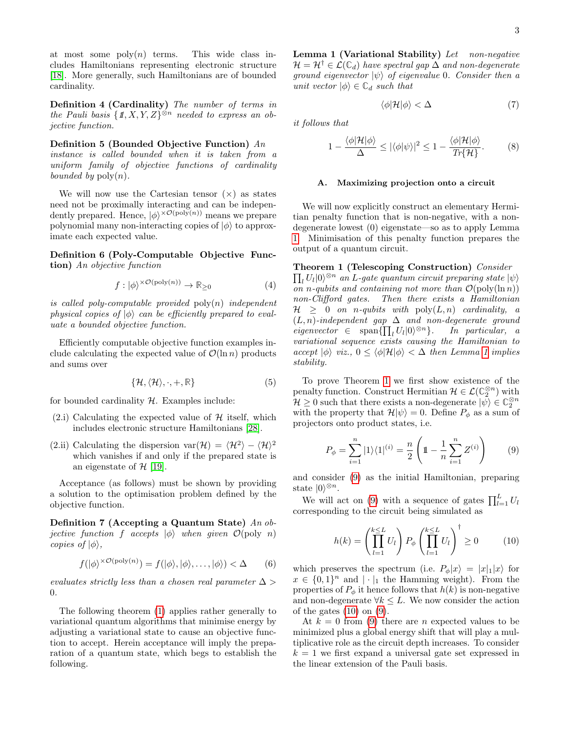at most some poly$(n)$ terms. This wide class includes Hamiltonians representing electronic structure [18]. More generally, such Hamiltonians are of bounded cardinality.

**Definition 4 (Cardinality)** *The number of terms in the Pauli basis $\{\mathbb{1}, X, Y, Z\}^{\otimes n}$ needed to express an objective function.*

**Definition 5 (Bounded Objective Function)** *An instance is called bounded when it is taken from a uniform family of objective functions of cardinality bounded by* poly$(n)$.

We will now use the Cartesian tensor $(\times)$ as states need not be proximally interacting and can be independently prepared. Hence, $|\phi\rangle^{\times \mathcal{O}(\text{poly}(n))}$ means we prepare polynomial many non-interacting copies of $|\phi\rangle$ to approximate each expected value.

**Definition 6 (Poly-Computable Objective Function)** *An objective function*

$$f : |\phi\rangle^{\times \mathcal{O}(\text{poly}(n))} \to \mathbb{R}_{\geq 0} \tag{4}$$

*is called poly-computable provided* poly$(n)$ *independent physical copies of $|\phi\rangle$ can be efficiently prepared to evaluate a bounded objective function.*

Efficiently computable objective function examples include calculating the expected value of $\mathcal{O}(\ln n)$ products and sums over

$$\{\mathcal{H}, \langle \mathcal{H} \rangle, \cdot, +, \mathbb{R}\} \tag{5}$$

for bounded cardinality $\mathcal{H}$. Examples include:

(2.i) Calculating the expected value of $\mathcal{H}$ itself, which includes electronic structure Hamiltonians [28].

(2.ii) Calculating the dispersion $\text{var}(\mathcal{H}) = \langle \mathcal{H}^2 \rangle - \langle \mathcal{H} \rangle^2$ which vanishes if and only if the prepared state is an eigenstate of $\mathcal{H}$ [19].

Acceptance (as follows) must be shown by providing a solution to the optimisation problem defined by the objective function.

**Definition 7 (Accepting a Quantum State)** *An objective function $f$ accepts $|\phi\rangle$ when given $\mathcal{O}$(poly $n$) copies of $|\phi\rangle$,*

$$f(|\phi\rangle^{\times \mathcal{O}(\text{poly}(n))}) = f(|\phi\rangle, |\phi\rangle, \ldots, |\phi\rangle) < \Delta \tag{6}$$

*evaluates strictly less than a chosen real parameter $\Delta > 0$.*

The following theorem (1) applies rather generally to variational quantum algorithms that minimise energy by adjusting a variational state to cause an objective function to accept. Herein acceptance will imply the preparation of a quantum state, which begs to establish the following.

**Lemma 1 (Variational Stability)** *Let non-negative $\mathcal{H} = \mathcal{H}^\dagger \in \mathcal{L}(\mathbb{C}_d)$ have spectral gap $\Delta$ and non-degenerate ground eigenvector $|\psi\rangle$ of eigenvalue 0. Consider then a unit vector $|\phi\rangle \in \mathbb{C}_d$ such that*

$$\langle \phi | \mathcal{H} | \phi \rangle < \Delta \tag{7}$$

*it follows that*

$$1 - \frac{\langle \phi | \mathcal{H} | \phi \rangle}{\Delta} \leq |\langle \phi | \psi \rangle|^2 \leq 1 - \frac{\langle \phi | \mathcal{H} | \phi \rangle}{Tr\{\mathcal{H}\}}. \tag{8}$$

### A. Maximizing projection onto a circuit

We will now explicitly construct an elementary Hermitian penalty function that is non-negative, with a non-degenerate lowest (0) eigenstate—so as to apply Lemma 1. Minimisation of this penalty function prepares the output of a quantum circuit.

**Theorem 1 (Telescoping Construction)** *Consider $\prod_l U_l |0\rangle^{\otimes n}$ an $L$-gate quantum circuit preparing state $|\psi\rangle$ on $n$-qubits and containing not more than $\mathcal{O}(\text{poly}(\ln n))$ non-Clifford gates. Then there exists a Hamiltonian $\mathcal{H} \geq 0$ on $n$-qubits with $\text{poly}(L, n)$ cardinality, a $(L, n)$-independent gap $\Delta$ and non-degenerate ground eigenvector $\in \text{span}\{\prod_l U_l |0\rangle^{\otimes n}\}$. In particular, a variational sequence exists causing the Hamiltonian to accept $|\phi\rangle$ viz., $0 \leq \langle \phi | \mathcal{H} | \phi \rangle < \Delta$ then Lemma 1 implies stability.*

To prove Theorem 1 we first show existence of the penalty function. Construct Hermitian $\mathcal{H} \in \mathcal{L}(\mathbb{C}_2^{\otimes n})$ with $\mathcal{H} \geq 0$ such that there exists a non-degenerate $|\psi\rangle \in \mathbb{C}_2^{\otimes n}$ with the property that $\mathcal{H}|\psi\rangle = 0$. Define $P_\phi$ as a sum of projectors onto product states, i.e.

$$P_\phi = \sum_{i=1}^{n} |1\rangle\langle 1|^{(i)} = \frac{n}{2} \left( \mathbb{1} - \frac{1}{n} \sum_{i=1}^{n} Z^{(i)} \right) \tag{9}$$

and consider (9) as the initial Hamiltonian, preparing state $|0\rangle^{\otimes n}$.

We will act on (9) with a sequence of gates $\prod_{l=1}^{L} U_l$ corresponding to the circuit being simulated as

$$h(k) = \left( \prod_{l=1}^{k \leq L} U_l \right) P_\phi \left( \prod_{l=1}^{k \leq L} U_l \right)^\dagger \geq 0 \tag{10}$$

which preserves the spectrum (i.e. $P_\phi |x\rangle = |x|_1 |x\rangle$ for $x \in \{0, 1\}^n$ and $|\cdot|_1$ the Hamming weight). From the properties of $P_\phi$ it hence follows that $h(k)$ is non-negative and non-degenerate $\forall k \leq L$. We now consider the action of the gates (10) on (9).

At $k = 0$ from (9) there are $n$ expected values to be minimized plus a global energy shift that will play a multiplicative role as the circuit depth increases. To consider $k = 1$ we first expand a universal gate set expressed in the linear extension of the Pauli basis.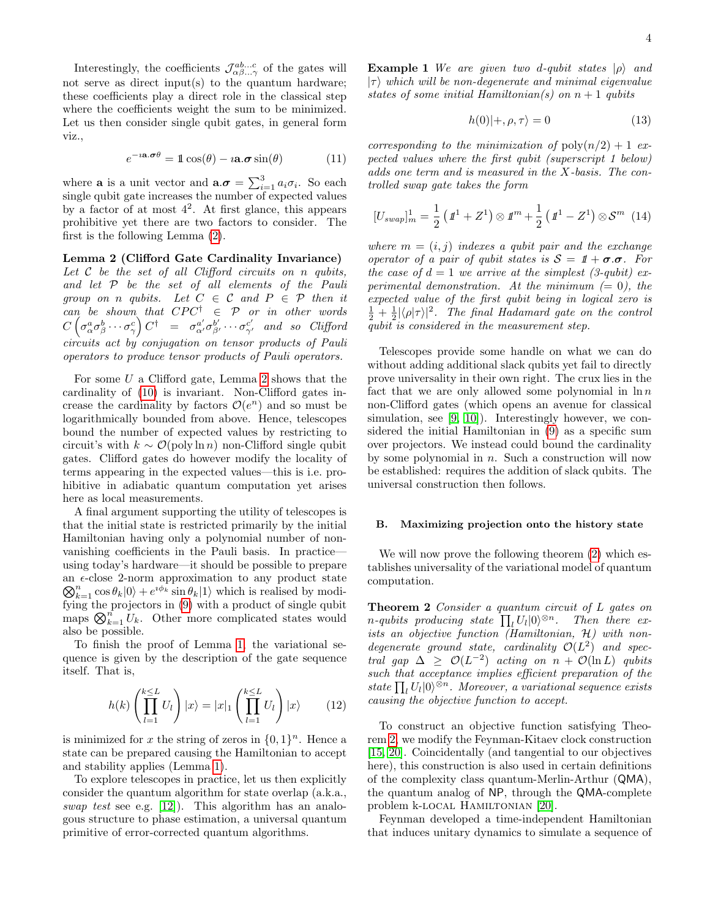Interestingly, the coefficients $\mathcal{J}^{ab\ldots c}_{\alpha\beta\ldots\gamma}$ of the gates will not serve as direct input(s) to the quantum hardware; these coefficients play a direct role in the classical step where the coefficients weight the sum to be minimized. Let us then consider single qubit gates, in general form viz.,

$$e^{-\imath \mathbf{a}.\boldsymbol{\sigma}\theta} = \mathbb{1}\cos(\theta) - \imath \mathbf{a}.\boldsymbol{\sigma}\sin(\theta) \tag{11}$$

where $\mathbf{a}$ is a unit vector and $\mathbf{a}.\boldsymbol{\sigma} = \sum_{i=1}^{3} a_i \sigma_i$. So each single qubit gate increases the number of expected values by a factor of at most $4^2$. At first glance, this appears prohibitive yet there are two factors to consider. The first is the following Lemma (2).

**Lemma 2 (Clifford Gate Cardinality Invariance)** *Let $\mathcal{C}$ be the set of all Clifford circuits on $n$ qubits, and let $\mathcal{P}$ be the set of all elements of the Pauli group on $n$ qubits. Let $C \in \mathcal{C}$ and $P \in \mathcal{P}$ then it can be shown that $CPC^\dagger \in \mathcal{P}$ or in other words $C\left(\sigma^a_\alpha \sigma^b_\beta \cdots \sigma^c_\gamma\right)C^\dagger = \sigma^{a'}_{\alpha'}\sigma^{b'}_{\beta'}\cdots\sigma^{c'}_{\gamma'}$ and so Clifford circuits act by conjugation on tensor products of Pauli operators to produce tensor products of Pauli operators.*

For some $U$ a Clifford gate, Lemma 2 shows that the cardinality of (10) is invariant. Non-Clifford gates increase the cardinality by factors $\mathcal{O}(e^n)$ and so must be logarithmically bounded from above. Hence, telescopes bound the number of expected values by restricting to circuit's with $k \sim \mathcal{O}(\text{poly}\ln n)$ non-Clifford single qubit gates. Clifford gates do however modify the locality of terms appearing in the expected values—this is i.e. prohibitive in adiabatic quantum computation yet arises here as local measurements.

A final argument supporting the utility of telescopes is that the initial state is restricted primarily by the initial Hamiltonian having only a polynomial number of non-vanishing coefficients in the Pauli basis. In practice—using today's hardware—it should be possible to prepare an $\epsilon$-close 2-norm approximation to any product state $\bigotimes_{k=1}^{n}\cos\theta_k|0\rangle + e^{\imath\phi_k}\sin\theta_k|1\rangle$ which is realised by modifying the projectors in (9) with a product of single qubit maps $\bigotimes_{k=1}^{n} U_k$. Other more complicated states would also be possible.

To finish the proof of Lemma 1, the variational sequence is given by the description of the gate sequence itself. That is,

$$h(k)\left(\prod_{l=1}^{k\leq L} U_l\right)|x\rangle = |x|_1\left(\prod_{l=1}^{k\leq L} U_l\right)|x\rangle \tag{12}$$

is minimized for $x$ the string of zeros in $\{0,1\}^n$. Hence a state can be prepared causing the Hamiltonian to accept and stability applies (Lemma 1).

To explore telescopes in practice, let us then explicitly consider the quantum algorithm for state overlap (a.k.a., *swap test* see e.g. [12]). This algorithm has an analogous structure to phase estimation, a universal quantum primitive of error-corrected quantum algorithms.

**Example 1** *We are given two $d$-qubit states $|\rho\rangle$ and $|\tau\rangle$ which will be non-degenerate and minimal eigenvalue states of some initial Hamiltonian(s) on $n+1$ qubits*

$$h(0)|+,\rho,\tau\rangle = 0 \tag{13}$$

*corresponding to the minimization of $\text{poly}(n/2)+1$ expected values where the first qubit (superscript 1 below) adds one term and is measured in the $X$-basis. The controlled swap gate takes the form*

$$[U_{swap}]^1_m = \frac{1}{2}\left(\mathbb{1}^1 + Z^1\right)\otimes\mathbb{1}^m + \frac{1}{2}\left(\mathbb{1}^1 - Z^1\right)\otimes\mathcal{S}^m \tag{14}$$

*where $m=(i,j)$ indexes a qubit pair and the exchange operator of a pair of qubit states is $\mathcal{S} = \mathbb{1} + \boldsymbol{\sigma}.\boldsymbol{\sigma}$. For the case of $d=1$ we arrive at the simplest (3-qubit) experimental demonstration. At the minimum ($=0$), the expected value of the first qubit being in logical zero is $\frac{1}{2}+\frac{1}{2}|\langle\rho|\tau\rangle|^2$. The final Hadamard gate on the control qubit is considered in the measurement step.*

Telescopes provide some handle on what we can do without adding additional slack qubits yet fail to directly prove universality in their own right. The crux lies in the fact that we are only allowed some polynomial in $\ln n$ non-Clifford gates (which opens an avenue for classical simulation, see [9, 10]). Interestingly however, we considered the initial Hamiltonian in (9) as a specific sum over projectors. We instead could bound the cardinality by some polynomial in $n$. Such a construction will now be established: requires the addition of slack qubits. The universal construction then follows.

### B. Maximizing projection onto the history state

We will now prove the following theorem (2) which establishes universality of the variational model of quantum computation.

**Theorem 2** *Consider a quantum circuit of $L$ gates on $n$-qubits producing state $\prod_l U_l|0\rangle^{\otimes n}$. Then there exists an objective function (Hamiltonian, $\mathcal{H}$) with non-degenerate ground state, cardinality $\mathcal{O}(L^2)$ and spectral gap $\Delta \geq \mathcal{O}(L^{-2})$ acting on $n+\mathcal{O}(\ln L)$ qubits such that acceptance implies efficient preparation of the state $\prod_l U_l|0\rangle^{\otimes n}$. Moreover, a variational sequence exists causing the objective function to accept.*

To construct an objective function satisfying Theorem 2, we modify the Feynman-Kitaev clock construction [15, 20]. Coincidentally (and tangential to our objectives here), this construction is also used in certain definitions of the complexity class quantum-Merlin-Arthur (QMA), the quantum analog of NP, through the QMA-complete problem k-LOCAL HAMILTONIAN [20].

Feynman developed a time-independent Hamiltonian that induces unitary dynamics to simulate a sequence of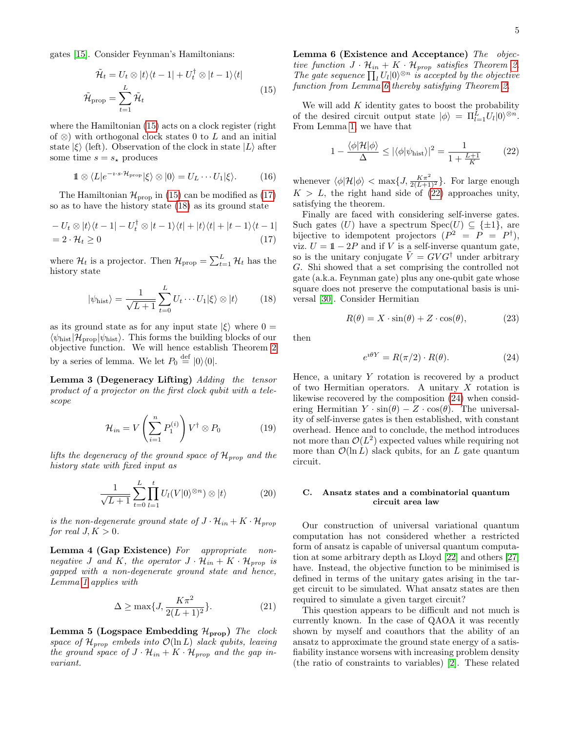gates [15]. Consider Feynman's Hamiltonians:

$$
\begin{aligned}
\tilde{\mathcal{H}}_t &= U_t \otimes |t\rangle\langle t-1| + U_t^\dagger \otimes |t-1\rangle\langle t| \\
\tilde{\mathcal{H}}_{\text{prop}} &= \sum_{t=1}^{L} \tilde{\mathcal{H}}_t
\end{aligned}
\tag{15}
$$

where the Hamiltonian (15) acts on a clock register (right of $\otimes$) with orthogonal clock states 0 to $L$ and an initial state $|\xi\rangle$ (left). Observation of the clock in state $|L\rangle$ after some time $s = s_\star$ produces

$$
\mathbb{1} \otimes \langle L| e^{-\imath \cdot s \cdot \mathcal{H}_{\text{prop}}} |\xi\rangle \otimes |0\rangle = U_L \cdots U_1 |\xi\rangle. \tag{16}
$$

The Hamiltonian $\mathcal{H}_{\text{prop}}$ in (15) can be modified as (17) so as to have the history state (18) as its ground state

$$
\begin{aligned}
&- U_t \otimes |t\rangle\langle t-1| - U_t^\dagger \otimes |t-1\rangle\langle t| + |t\rangle\langle t| + |t-1\rangle\langle t-1| \\
&= 2 \cdot \mathcal{H}_t \geq 0
\end{aligned}
\tag{17}
$$

where $\mathcal{H}_t$ is a projector. Then $\mathcal{H}_{\text{prop}} = \sum_{t=1}^{L} \mathcal{H}_t$ has the history state

$$
|\psi_{\text{hist}}\rangle = \frac{1}{\sqrt{L+1}} \sum_{t=0}^{L} U_t \cdots U_1 |\xi\rangle \otimes |t\rangle \tag{18}
$$

as its ground state as for any input state $|\xi\rangle$ where $0 = \langle \psi_{\text{hist}} | \mathcal{H}_{\text{prop}} | \psi_{\text{hist}} \rangle$. This forms the building blocks of our objective function. We will hence establish Theorem 2 by a series of lemma. We let $P_0 \stackrel{\text{def}}{=} |0\rangle\langle 0|$.

**Lemma 3 (Degeneracy Lifting)** *Adding the tensor product of a projector on the first clock qubit with a telescope*

$$
\mathcal{H}_{in} = V \left( \sum_{i=1}^{n} P_1^{(i)} \right) V^\dagger \otimes P_0 \tag{19}
$$

*lifts the degeneracy of the ground space of $\mathcal{H}_{prop}$ and the history state with fixed input as*

$$
\frac{1}{\sqrt{L+1}} \sum_{t=0}^{L} \prod_{l=1}^{t} U_l (V|0\rangle^{\otimes n}) \otimes |t\rangle \tag{20}
$$

*is the non-degenerate ground state of $J \cdot \mathcal{H}_{in} + K \cdot \mathcal{H}_{prop}$ for real $J, K > 0$.*

**Lemma 4 (Gap Existence)** *For appropriate non-negative $J$ and $K$, the operator $J \cdot \mathcal{H}_{in} + K \cdot \mathcal{H}_{prop}$ is gapped with a non-degenerate ground state and hence, Lemma 1 applies with*

$$
\Delta \geq \max\{J, \frac{K\pi^2}{2(L+1)^2}\}. \tag{21}
$$

**Lemma 5 (Logspace Embedding $\mathcal{H}_{\text{prop}}$)** *The clock space of $\mathcal{H}_{prop}$ embeds into $\mathcal{O}(\ln L)$ slack qubits, leaving the ground space of $J \cdot \mathcal{H}_{in} + K \cdot \mathcal{H}_{prop}$ and the gap invariant.*

**Lemma 6 (Existence and Acceptance)** *The objective function $J \cdot \mathcal{H}_{in} + K \cdot \mathcal{H}_{prop}$ satisfies Theorem 2. The gate sequence $\prod_l U_l |0\rangle^{\otimes n}$ is accepted by the objective function from Lemma 6 thereby satisfying Theorem 2.*

We will add $K$ identity gates to boost the probability of the desired circuit output state $|\phi\rangle = \Pi_{l=1}^{L} U_l |0\rangle^{\otimes n}$. From Lemma 1, we have that

$$
1 - \frac{\langle \phi | \mathcal{H} | \phi \rangle}{\Delta} \leq |\langle \phi | \psi_{\text{hist}} \rangle|^2 = \frac{1}{1 + \frac{L+1}{K}} \tag{22}
$$

whenever $\langle \phi | \mathcal{H} | \phi \rangle < \max\{J, \frac{K\pi^2}{2(L+1)^2}\}$. For large enough $K > L$, the right hand side of (22) approaches unity, satisfying the theorem.

Finally are faced with considering self-inverse gates. Such gates ($U$) have a spectrum $\text{Spec}(U) \subseteq \{\pm 1\}$, are bijective to idempotent projectors ($P^2 = P = P^\dagger$), viz. $U = \mathbb{1} - 2P$ and if $V$ is a self-inverse quantum gate, so is the unitary conjugate $\tilde{V} = GVG^\dagger$ under arbitrary $G$. Shi showed that a set comprising the controlled not gate (a.k.a. Feynman gate) plus any one-qubit gate whose square does not preserve the computational basis is universal [30]. Consider Hermitian

$$
R(\theta) = X \cdot \sin(\theta) + Z \cdot \cos(\theta), \tag{23}
$$

then

$$
e^{\imath \theta Y} = R(\pi/2) \cdot R(\theta). \tag{24}
$$

Hence, a unitary $Y$ rotation is recovered by a product of two Hermitian operators. A unitary $X$ rotation is likewise recovered by the composition (24) when considering Hermitian $Y \cdot \sin(\theta) - Z \cdot \cos(\theta)$. The universality of self-inverse gates is then established, with constant overhead. Hence and to conclude, the method introduces not more than $\mathcal{O}(L^2)$ expected values while requiring not more than $\mathcal{O}(\ln L)$ slack qubits, for an $L$ gate quantum circuit.

### C. Ansatz states and a combinatorial quantum circuit area law

Our construction of universal variational quantum computation has not considered whether a restricted form of ansatz is capable of universal quantum computation at some arbitrary depth as Lloyd [22] and others [27] have. Instead, the objective function to be minimised is defined in terms of the unitary gates arising in the target circuit to be simulated. What ansatz states are then required to simulate a given target circuit?

This question appears to be difficult and not much is currently known. In the case of QAOA it was recently shown by myself and coauthors that the ability of an ansatz to approximate the ground state energy of a satisfiability instance worsens with increasing problem density (the ratio of constraints to variables) [2]. These related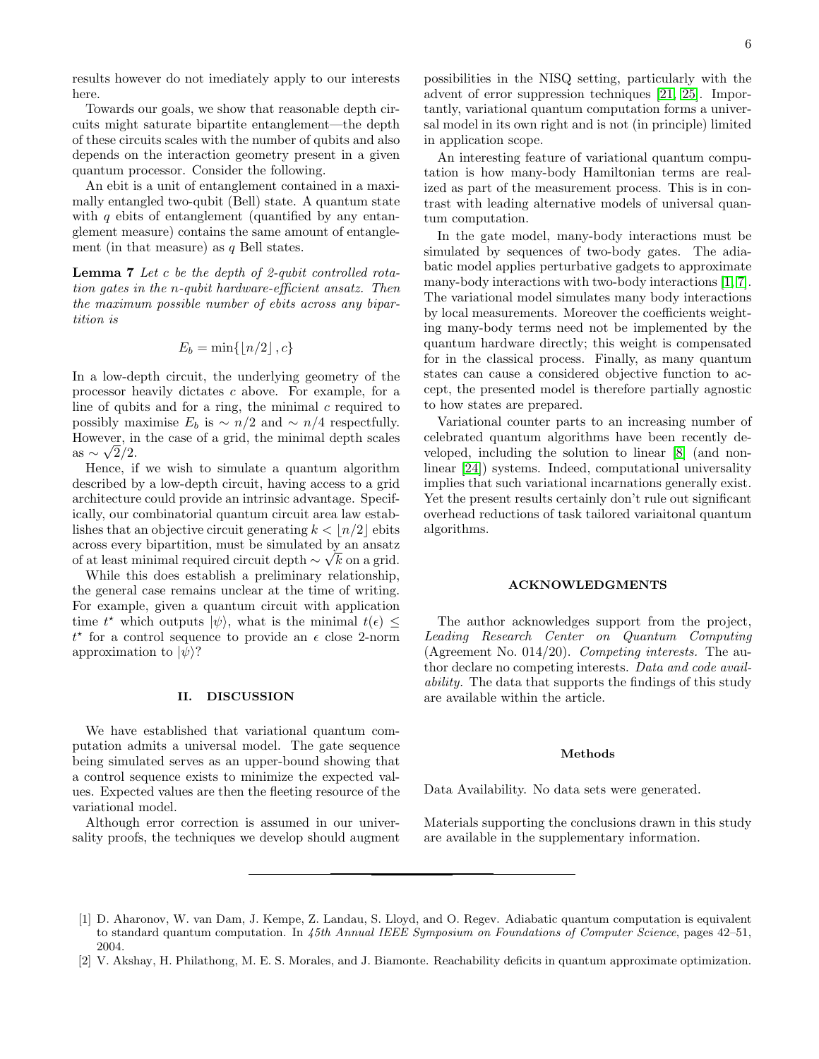results however do not imediately apply to our interests here.

Towards our goals, we show that reasonable depth circuits might saturate bipartite entanglement—the depth of these circuits scales with the number of qubits and also depends on the interaction geometry present in a given quantum processor. Consider the following.

An ebit is a unit of entanglement contained in a maximally entangled two-qubit (Bell) state. A quantum state with $q$ ebits of entanglement (quantified by any entanglement measure) contains the same amount of entanglement (in that measure) as $q$ Bell states.

**Lemma 7** *Let $c$ be the depth of 2-qubit controlled rotation gates in the $n$-qubit hardware-efficient ansatz. Then the maximum possible number of ebits across any bipartition is*

$$E_b = \min\{\lfloor n/2 \rfloor, c\}$$

In a low-depth circuit, the underlying geometry of the processor heavily dictates $c$ above. For example, for a line of qubits and for a ring, the minimal $c$ required to possibly maximise $E_b$ is $\sim n/2$ and $\sim n/4$ respectfully. However, in the case of a grid, the minimal depth scales as $\sim \sqrt{2}/2$.

Hence, if we wish to simulate a quantum algorithm described by a low-depth circuit, having access to a grid architecture could provide an intrinsic advantage. Specifically, our combinatorial quantum circuit area law establishes that an objective circuit generating $k < \lfloor n/2 \rfloor$ ebits across every bipartition, must be simulated by an ansatz of at least minimal required circuit depth $\sim \sqrt{k}$ on a grid.

While this does establish a preliminary relationship, the general case remains unclear at the time of writing. For example, given a quantum circuit with application time $t^\star$ which outputs $|\psi\rangle$, what is the minimal $t(\epsilon) \leq t^\star$ for a control sequence to provide an $\epsilon$ close 2-norm approximation to $|\psi\rangle$?

## II. DISCUSSION

We have established that variational quantum computation admits a universal model. The gate sequence being simulated serves as an upper-bound showing that a control sequence exists to minimize the expected values. Expected values are then the fleeting resource of the variational model.

Although error correction is assumed in our universality proofs, the techniques we develop should augment possibilities in the NISQ setting, particularly with the advent of error suppression techniques [21, 25]. Importantly, variational quantum computation forms a universal model in its own right and is not (in principle) limited in application scope.

An interesting feature of variational quantum computation is how many-body Hamiltonian terms are realized as part of the measurement process. This is in contrast with leading alternative models of universal quantum computation.

In the gate model, many-body interactions must be simulated by sequences of two-body gates. The adiabatic model applies perturbative gadgets to approximate many-body interactions with two-body interactions [1, 7]. The variational model simulates many body interactions by local measurements. Moreover the coefficients weighting many-body terms need not be implemented by the quantum hardware directly; this weight is compensated for in the classical process. Finally, as many quantum states can cause a considered objective function to accept, the presented model is therefore partially agnostic to how states are prepared.

Variational counter parts to an increasing number of celebrated quantum algorithms have been recently developed, including the solution to linear [8] (and nonlinear [24]) systems. Indeed, computational universality implies that such variational incarnations generally exist. Yet the present results certainly don't rule out significant overhead reductions of task tailored variaitonal quantum algorithms.

## ACKNOWLEDGMENTS

The author acknowledges support from the project, *Leading Research Center on Quantum Computing* (Agreement No. 014/20). *Competing interests.* The author declare no competing interests. *Data and code availability.* The data that supports the findings of this study are available within the article.

### Methods

Data Availability. No data sets were generated.

Materials supporting the conclusions drawn in this study are available in the supplementary information.

---

[1] D. Aharonov, W. van Dam, J. Kempe, Z. Landau, S. Lloyd, and O. Regev. Adiabatic quantum computation is equivalent to standard quantum computation. In *45th Annual IEEE Symposium on Foundations of Computer Science*, pages 42–51, 2004.

[2] V. Akshay, H. Philathong, M. E. S. Morales, and J. Biamonte. Reachability deficits in quantum approximate optimization.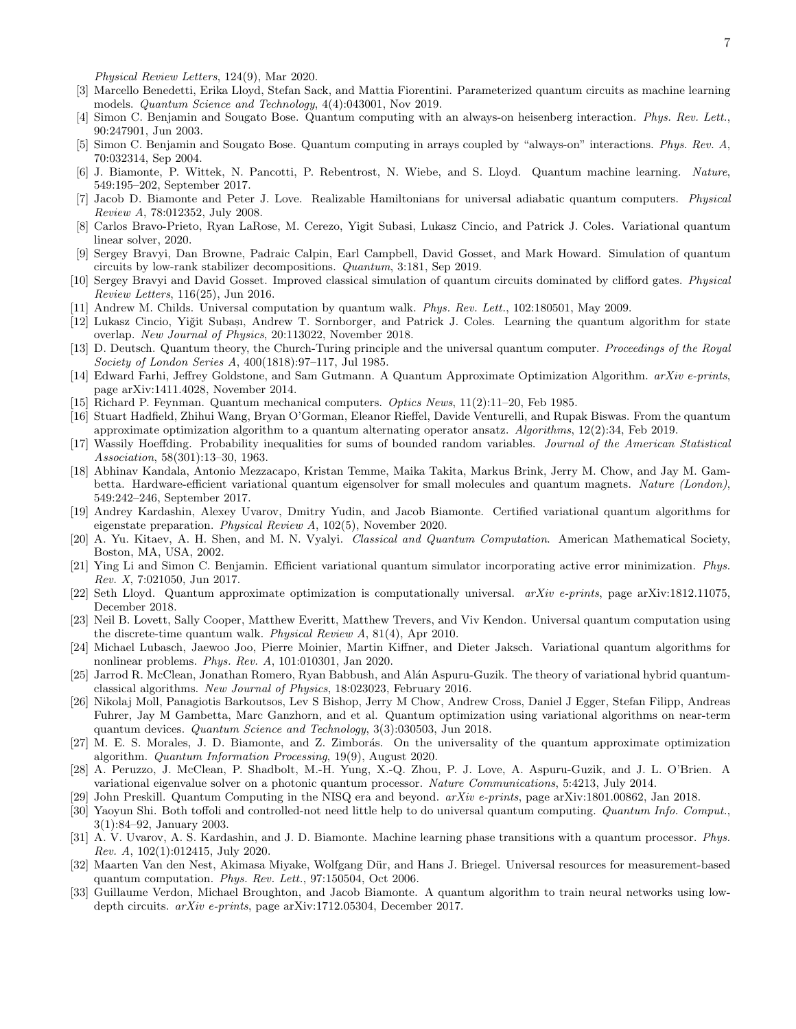*Physical Review Letters*, 124(9), Mar 2020.

[3] Marcello Benedetti, Erika Lloyd, Stefan Sack, and Mattia Fiorentini. Parameterized quantum circuits as machine learning models. *Quantum Science and Technology*, 4(4):043001, Nov 2019.

[4] Simon C. Benjamin and Sougato Bose. Quantum computing with an always-on heisenberg interaction. *Phys. Rev. Lett.*, 90:247901, Jun 2003.

[5] Simon C. Benjamin and Sougato Bose. Quantum computing in arrays coupled by "always-on" interactions. *Phys. Rev. A*, 70:032314, Sep 2004.

[6] J. Biamonte, P. Wittek, N. Pancotti, P. Rebentrost, N. Wiebe, and S. Lloyd. Quantum machine learning. *Nature*, 549:195–202, September 2017.

[7] Jacob D. Biamonte and Peter J. Love. Realizable Hamiltonians for universal adiabatic quantum computers. *Physical Review A*, 78:012352, July 2008.

[8] Carlos Bravo-Prieto, Ryan LaRose, M. Cerezo, Yigit Subasi, Lukasz Cincio, and Patrick J. Coles. Variational quantum linear solver, 2020.

[9] Sergey Bravyi, Dan Browne, Padraic Calpin, Earl Campbell, David Gosset, and Mark Howard. Simulation of quantum circuits by low-rank stabilizer decompositions. *Quantum*, 3:181, Sep 2019.

[10] Sergey Bravyi and David Gosset. Improved classical simulation of quantum circuits dominated by clifford gates. *Physical Review Letters*, 116(25), Jun 2016.

[11] Andrew M. Childs. Universal computation by quantum walk. *Phys. Rev. Lett.*, 102:180501, May 2009.

[12] Lukasz Cincio, Yiğit Subaşı, Andrew T. Sornborger, and Patrick J. Coles. Learning the quantum algorithm for state overlap. *New Journal of Physics*, 20:113022, November 2018.

[13] D. Deutsch. Quantum theory, the Church-Turing principle and the universal quantum computer. *Proceedings of the Royal Society of London Series A*, 400(1818):97–117, Jul 1985.

[14] Edward Farhi, Jeffrey Goldstone, and Sam Gutmann. A Quantum Approximate Optimization Algorithm. *arXiv e-prints*, page arXiv:1411.4028, November 2014.

[15] Richard P. Feynman. Quantum mechanical computers. *Optics News*, 11(2):11–20, Feb 1985.

[16] Stuart Hadfield, Zhihui Wang, Bryan O'Gorman, Eleanor Rieffel, Davide Venturelli, and Rupak Biswas. From the quantum approximate optimization algorithm to a quantum alternating operator ansatz. *Algorithms*, 12(2):34, Feb 2019.

[17] Wassily Hoeffding. Probability inequalities for sums of bounded random variables. *Journal of the American Statistical Association*, 58(301):13–30, 1963.

[18] Abhinav Kandala, Antonio Mezzacapo, Kristan Temme, Maika Takita, Markus Brink, Jerry M. Chow, and Jay M. Gambetta. Hardware-efficient variational quantum eigensolver for small molecules and quantum magnets. *Nature (London)*, 549:242–246, September 2017.

[19] Andrey Kardashin, Alexey Uvarov, Dmitry Yudin, and Jacob Biamonte. Certified variational quantum algorithms for eigenstate preparation. *Physical Review A*, 102(5), November 2020.

[20] A. Yu. Kitaev, A. H. Shen, and M. N. Vyalyi. *Classical and Quantum Computation*. American Mathematical Society, Boston, MA, USA, 2002.

[21] Ying Li and Simon C. Benjamin. Efficient variational quantum simulator incorporating active error minimization. *Phys. Rev. X*, 7:021050, Jun 2017.

[22] Seth Lloyd. Quantum approximate optimization is computationally universal. *arXiv e-prints*, page arXiv:1812.11075, December 2018.

[23] Neil B. Lovett, Sally Cooper, Matthew Everitt, Matthew Trevers, and Viv Kendon. Universal quantum computation using the discrete-time quantum walk. *Physical Review A*, 81(4), Apr 2010.

[24] Michael Lubasch, Jaewoo Joo, Pierre Moinier, Martin Kiffner, and Dieter Jaksch. Variational quantum algorithms for nonlinear problems. *Phys. Rev. A*, 101:010301, Jan 2020.

[25] Jarrod R. McClean, Jonathan Romero, Ryan Babbush, and Alán Aspuru-Guzik. The theory of variational hybrid quantum-classical algorithms. *New Journal of Physics*, 18:023023, February 2016.

[26] Nikolaj Moll, Panagiotis Barkoutsos, Lev S Bishop, Jerry M Chow, Andrew Cross, Daniel J Egger, Stefan Filipp, Andreas Fuhrer, Jay M Gambetta, Marc Ganzhorn, and et al. Quantum optimization using variational algorithms on near-term quantum devices. *Quantum Science and Technology*, 3(3):030503, Jun 2018.

[27] M. E. S. Morales, J. D. Biamonte, and Z. Zimborás. On the universality of the quantum approximate optimization algorithm. *Quantum Information Processing*, 19(9), August 2020.

[28] A. Peruzzo, J. McClean, P. Shadbolt, M.-H. Yung, X.-Q. Zhou, P. J. Love, A. Aspuru-Guzik, and J. L. O'Brien. A variational eigenvalue solver on a photonic quantum processor. *Nature Communications*, 5:4213, July 2014.

[29] John Preskill. Quantum Computing in the NISQ era and beyond. *arXiv e-prints*, page arXiv:1801.00862, Jan 2018.

[30] Yaoyun Shi. Both toffoli and controlled-not need little help to do universal quantum computing. *Quantum Info. Comput.*, 3(1):84–92, January 2003.

[31] A. V. Uvarov, A. S. Kardashin, and J. D. Biamonte. Machine learning phase transitions with a quantum processor. *Phys. Rev. A*, 102(1):012415, July 2020.

[32] Maarten Van den Nest, Akimasa Miyake, Wolfgang Dür, and Hans J. Briegel. Universal resources for measurement-based quantum computation. *Phys. Rev. Lett.*, 97:150504, Oct 2006.

[33] Guillaume Verdon, Michael Broughton, and Jacob Biamonte. A quantum algorithm to train neural networks using low-depth circuits. *arXiv e-prints*, page arXiv:1712.05304, December 2017.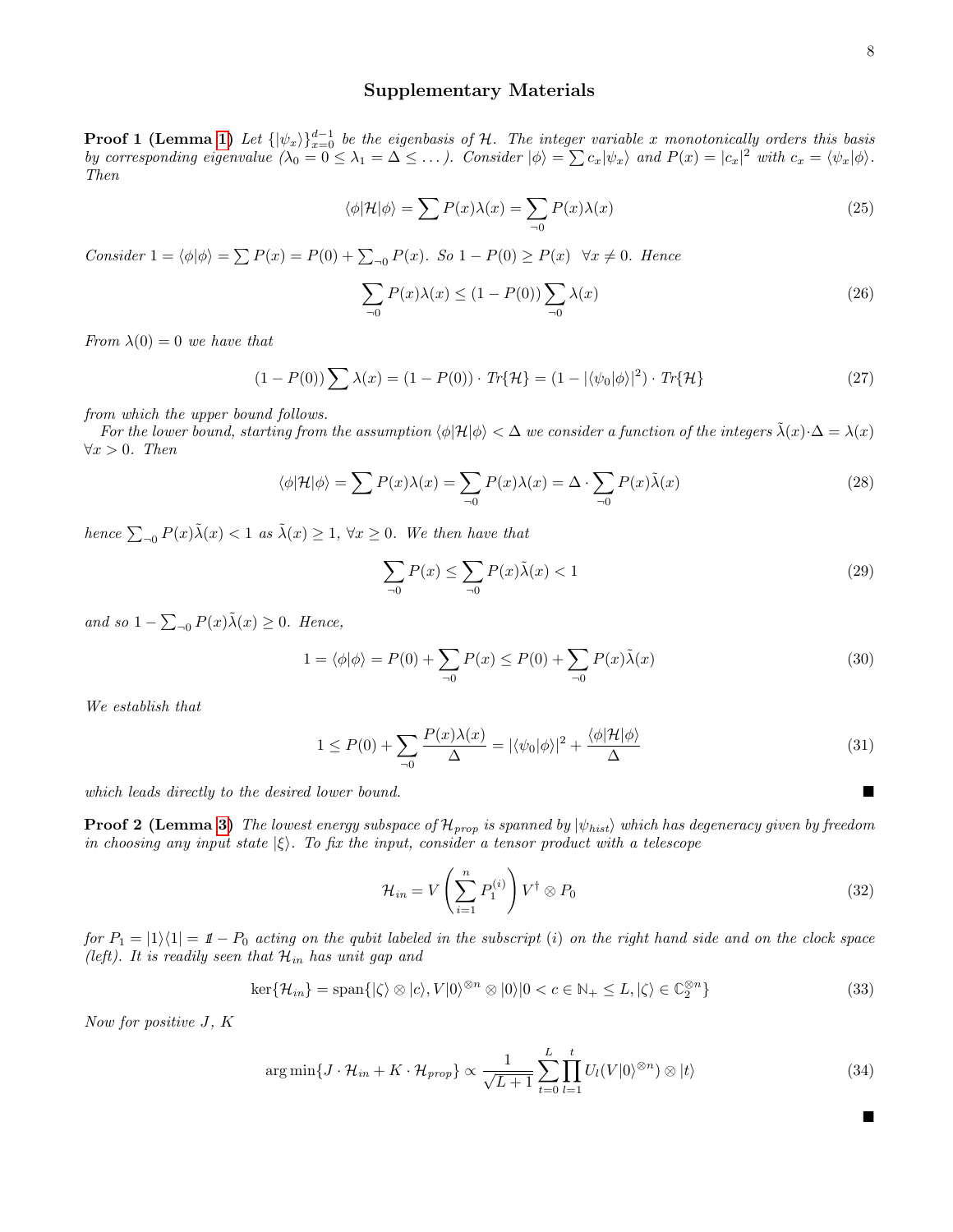## Supplementary Materials

**Proof 1 (Lemma 1)** *Let $\{|\psi_x\rangle\}_{x=0}^{d-1}$ be the eigenbasis of $\mathcal{H}$. The integer variable $x$ monotonically orders this basis by corresponding eigenvalue ($\lambda_0 = 0 \leq \lambda_1 = \Delta \leq \dots$). Consider $|\phi\rangle = \sum c_x|\psi_x\rangle$ and $P(x) = |c_x|^2$ with $c_x = \langle\psi_x|\phi\rangle$. Then*

$$\langle\phi|\mathcal{H}|\phi\rangle = \sum P(x)\lambda(x) = \sum_{\neg 0} P(x)\lambda(x) \tag{25}$$

*Consider $1 = \langle\phi|\phi\rangle = \sum P(x) = P(0) + \sum_{\neg 0} P(x)$. So $1 - P(0) \geq P(x) \;\; \forall x \neq 0$. Hence*

$$\sum_{\neg 0} P(x)\lambda(x) \leq (1 - P(0)) \sum_{\neg 0} \lambda(x) \tag{26}$$

*From $\lambda(0) = 0$ we have that*

$$(1 - P(0)) \sum \lambda(x) = (1 - P(0)) \cdot Tr\{\mathcal{H}\} = (1 - |\langle\psi_0|\phi\rangle|^2) \cdot Tr\{\mathcal{H}\} \tag{27}$$

*from which the upper bound follows.*

*For the lower bound, starting from the assumption $\langle\phi|\mathcal{H}|\phi\rangle < \Delta$ we consider a function of the integers $\tilde{\lambda}(x)\cdot\Delta = \lambda(x)$ $\forall x > 0$. Then*

$$\langle\phi|\mathcal{H}|\phi\rangle = \sum P(x)\lambda(x) = \sum_{\neg 0} P(x)\lambda(x) = \Delta \cdot \sum_{\neg 0} P(x)\tilde{\lambda}(x) \tag{28}$$

*hence $\sum_{\neg 0} P(x)\tilde{\lambda}(x) < 1$ as $\tilde{\lambda}(x) \geq 1$, $\forall x \geq 0$. We then have that*

$$\sum_{\neg 0} P(x) \leq \sum_{\neg 0} P(x)\tilde{\lambda}(x) < 1 \tag{29}$$

*and so $1 - \sum_{\neg 0} P(x)\tilde{\lambda}(x) \geq 0$. Hence,*

$$1 = \langle\phi|\phi\rangle = P(0) + \sum_{\neg 0} P(x) \leq P(0) + \sum_{\neg 0} P(x)\tilde{\lambda}(x) \tag{30}$$

*We establish that*

$$1 \leq P(0) + \sum_{\neg 0} \frac{P(x)\lambda(x)}{\Delta} = |\langle\psi_0|\phi\rangle|^2 + \frac{\langle\phi|\mathcal{H}|\phi\rangle}{\Delta} \tag{31}$$

*which leads directly to the desired lower bound.* ∎

**Proof 2 (Lemma 3)** *The lowest energy subspace of $\mathcal{H}_{prop}$ is spanned by $|\psi_{hist}\rangle$ which has degeneracy given by freedom in choosing any input state $|\xi\rangle$. To fix the input, consider a tensor product with a telescope*

$$\mathcal{H}_{in} = V\left(\sum_{i=1}^{n} P_1^{(i)}\right)V^\dagger \otimes P_0 \tag{32}$$

*for $P_1 = |1\rangle\langle 1| = \mathbb{1} - P_0$ acting on the qubit labeled in the subscript $(i)$ on the right hand side and on the clock space (left). It is readily seen that $\mathcal{H}_{in}$ has unit gap and*

$$\ker\{\mathcal{H}_{in}\} = \text{span}\{|\zeta\rangle \otimes |c\rangle, V|0\rangle^{\otimes n} \otimes |0\rangle | 0 < c \in \mathbb{N}_+ \leq L, |\zeta\rangle \in \mathbb{C}_2^{\otimes n}\} \tag{33}$$

*Now for positive $J$, $K$*

$$\arg\min\{J \cdot \mathcal{H}_{in} + K \cdot \mathcal{H}_{prop}\} \propto \frac{1}{\sqrt{L+1}} \sum_{t=0}^{L} \prod_{l=1}^{t} U_l(V|0\rangle^{\otimes n}) \otimes |t\rangle \tag{34}$$

∎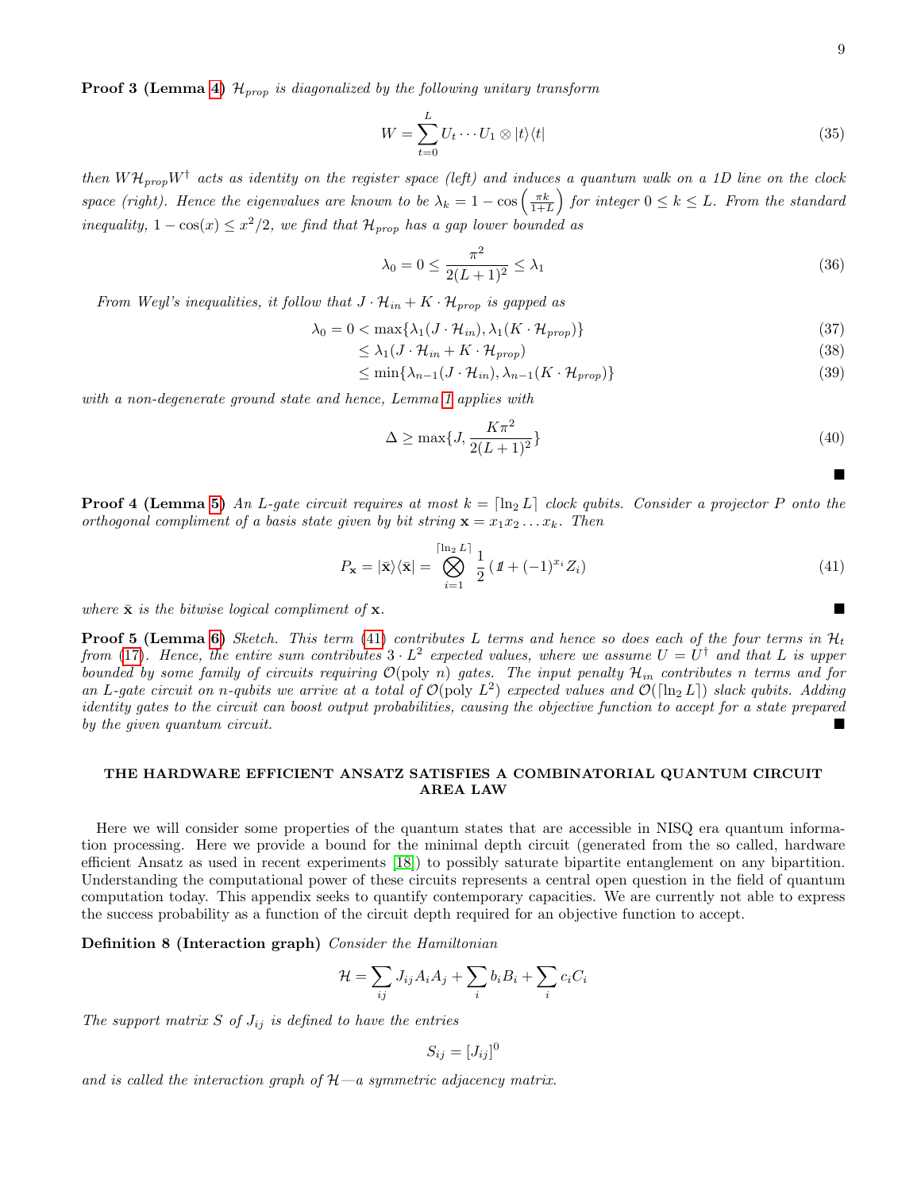**Proof 3 (Lemma 4)** *$\mathcal{H}_{prop}$ is diagonalized by the following unitary transform*

$$W = \sum_{t=0}^{L} U_t \cdots U_1 \otimes |t\rangle\langle t| \tag{35}$$

*then $W\mathcal{H}_{prop}W^\dagger$ acts as identity on the register space (left) and induces a quantum walk on a 1D line on the clock space (right). Hence the eigenvalues are known to be $\lambda_k = 1 - \cos\left(\frac{\pi k}{1+L}\right)$ for integer $0 \leq k \leq L$. From the standard inequality, $1 - \cos(x) \leq x^2/2$, we find that $\mathcal{H}_{prop}$ has a gap lower bounded as*

$$\lambda_0 = 0 \leq \frac{\pi^2}{2(L+1)^2} \leq \lambda_1 \tag{36}$$

*From Weyl's inequalities, it follow that $J \cdot \mathcal{H}_{in} + K \cdot \mathcal{H}_{prop}$ is gapped as*

$$\lambda_0 = 0 < \max\{\lambda_1(J \cdot \mathcal{H}_{in}), \lambda_1(K \cdot \mathcal{H}_{prop})\} \tag{37}$$

$$\leq \lambda_1(J \cdot \mathcal{H}_{in} + K \cdot \mathcal{H}_{prop}) \tag{38}$$

$$\leq \min\{\lambda_{n-1}(J \cdot \mathcal{H}_{in}), \lambda_{n-1}(K \cdot \mathcal{H}_{prop})\} \tag{39}$$

*with a non-degenerate ground state and hence, Lemma 1 applies with*

$$\Delta \geq \max\{J, \frac{K\pi^2}{2(L+1)^2}\} \tag{40}$$

■

**Proof 4 (Lemma 5)** *An $L$-gate circuit requires at most $k = \lceil \ln_2 L \rceil$ clock qubits. Consider a projector $P$ onto the orthogonal compliment of a basis state given by bit string $\mathbf{x} = x_1 x_2 \ldots x_k$. Then*

$$P_{\mathbf{x}} = |\bar{\mathbf{x}}\rangle\langle\bar{\mathbf{x}}| = \bigotimes_{i=1}^{\lceil \ln_2 L \rceil} \frac{1}{2}\left(\mathbb{1} + (-1)^{x_i} Z_i\right) \tag{41}$$

*where $\bar{\mathbf{x}}$ is the bitwise logical compliment of $\mathbf{x}$.* ■

**Proof 5 (Lemma 6)** *Sketch. This term (41) contributes $L$ terms and hence so does each of the four terms in $\mathcal{H}_t$ from (17). Hence, the entire sum contributes $3 \cdot L^2$ expected values, where we assume $U = U^\dagger$ and that $L$ is upper bounded by some family of circuits requiring $\mathcal{O}(\text{poly } n)$ gates. The input penalty $\mathcal{H}_{in}$ contributes $n$ terms and for an $L$-gate circuit on $n$-qubits we arrive at a total of $\mathcal{O}(\text{poly } L^2)$ expected values and $\mathcal{O}(\lceil \ln_2 L \rceil)$ slack qubits. Adding identity gates to the circuit can boost output probabilities, causing the objective function to accept for a state prepared by the given quantum circuit.* ■

## THE HARDWARE EFFICIENT ANSATZ SATISFIES A COMBINATORIAL QUANTUM CIRCUIT AREA LAW

Here we will consider some properties of the quantum states that are accessible in NISQ era quantum information processing. Here we provide a bound for the minimal depth circuit (generated from the so called, hardware efficient Ansatz as used in recent experiments [18]) to possibly saturate bipartite entanglement on any bipartition. Understanding the computational power of these circuits represents a central open question in the field of quantum computation today. This appendix seeks to quantify contemporary capacities. We are currently not able to express the success probability as a function of the circuit depth required for an objective function to accept.

**Definition 8 (Interaction graph)** *Consider the Hamiltonian*

$$\mathcal{H} = \sum_{ij} J_{ij} A_i A_j + \sum_i b_i B_i + \sum_i c_i C_i$$

*The support matrix $S$ of $J_{ij}$ is defined to have the entries*

$$S_{ij} = [J_{ij}]^0$$

*and is called the interaction graph of $\mathcal{H}$—a symmetric adjacency matrix.*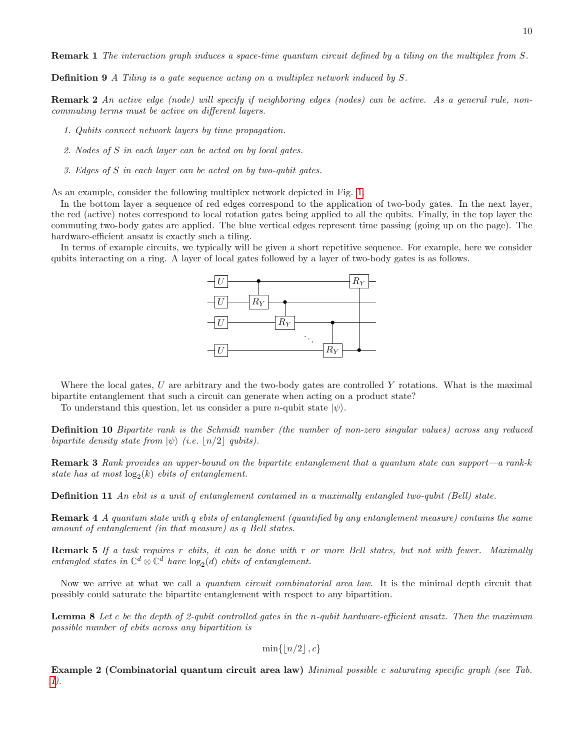**Remark 1** *The interaction graph induces a space-time quantum circuit defined by a tiling on the multiplex from $S$.*

**Definition 9** *A Tiling is a gate sequence acting on a multiplex network induced by $S$.*

**Remark 2** *An active edge (node) will specify if neighboring edges (nodes) can be active. As a general rule, non-commuting terms must be active on different layers.*

1. *Qubits connect network layers by time propagation.*
2. *Nodes of $S$ in each layer can be acted on by local gates.*
3. *Edges of $S$ in each layer can be acted on by two-qubit gates.*

As an example, consider the following multiplex network depicted in Fig. 1.

In the bottom layer a sequence of red edges correspond to the application of two-body gates. In the next layer, the red (active) notes correspond to local rotation gates being applied to all the qubits. Finally, in the top layer the commuting two-body gates are applied. The blue vertical edges represent time passing (going up on the page). The hardware-efficient ansatz is exactly such a tiling.

In terms of example circuits, we typically will be given a short repetitive sequence. For example, here we consider qubits interacting on a ring. A layer of local gates followed by a layer of two-body gates is as follows.

Where the local gates, $U$ are arbitrary and the two-body gates are controlled $Y$ rotations. What is the maximal bipartite entanglement that such a circuit can generate when acting on a product state?

To understand this question, let us consider a pure $n$-qubit state $|\psi\rangle$.

**Definition 10** *Bipartite rank is the Schmidt number (the number of non-zero singular values) across any reduced bipartite density state from $|\psi\rangle$ (i.e. $\lfloor n/2 \rfloor$ qubits).*

**Remark 3** *Rank provides an upper-bound on the bipartite entanglement that a quantum state can support—a rank-$k$ state has at most $\log_2(k)$ ebits of entanglement.*

**Definition 11** *An ebit is a unit of entanglement contained in a maximally entangled two-qubit (Bell) state.*

**Remark 4** *A quantum state with $q$ ebits of entanglement (quantified by any entanglement measure) contains the same amount of entanglement (in that measure) as $q$ Bell states.*

**Remark 5** *If a task requires $r$ ebits, it can be done with $r$ or more Bell states, but not with fewer. Maximally entangled states in $\mathbb{C}^d \otimes \mathbb{C}^d$ have $\log_2(d)$ ebits of entanglement.*

Now we arrive at what we call a *quantum circuit combinatorial area law*. It is the minimal depth circuit that possibly could saturate the bipartite entanglement with respect to any bipartition.

**Lemma 8** *Let $c$ be the depth of 2-qubit controlled gates in the $n$-qubit hardware-efficient ansatz. Then the maximum possible number of ebits across any bipartition is*

$$\min\{\lfloor n/2 \rfloor, c\}$$

**Example 2 (Combinatorial quantum circuit area law)** *Minimal possible $c$ saturating specific graph (see Tab. I).*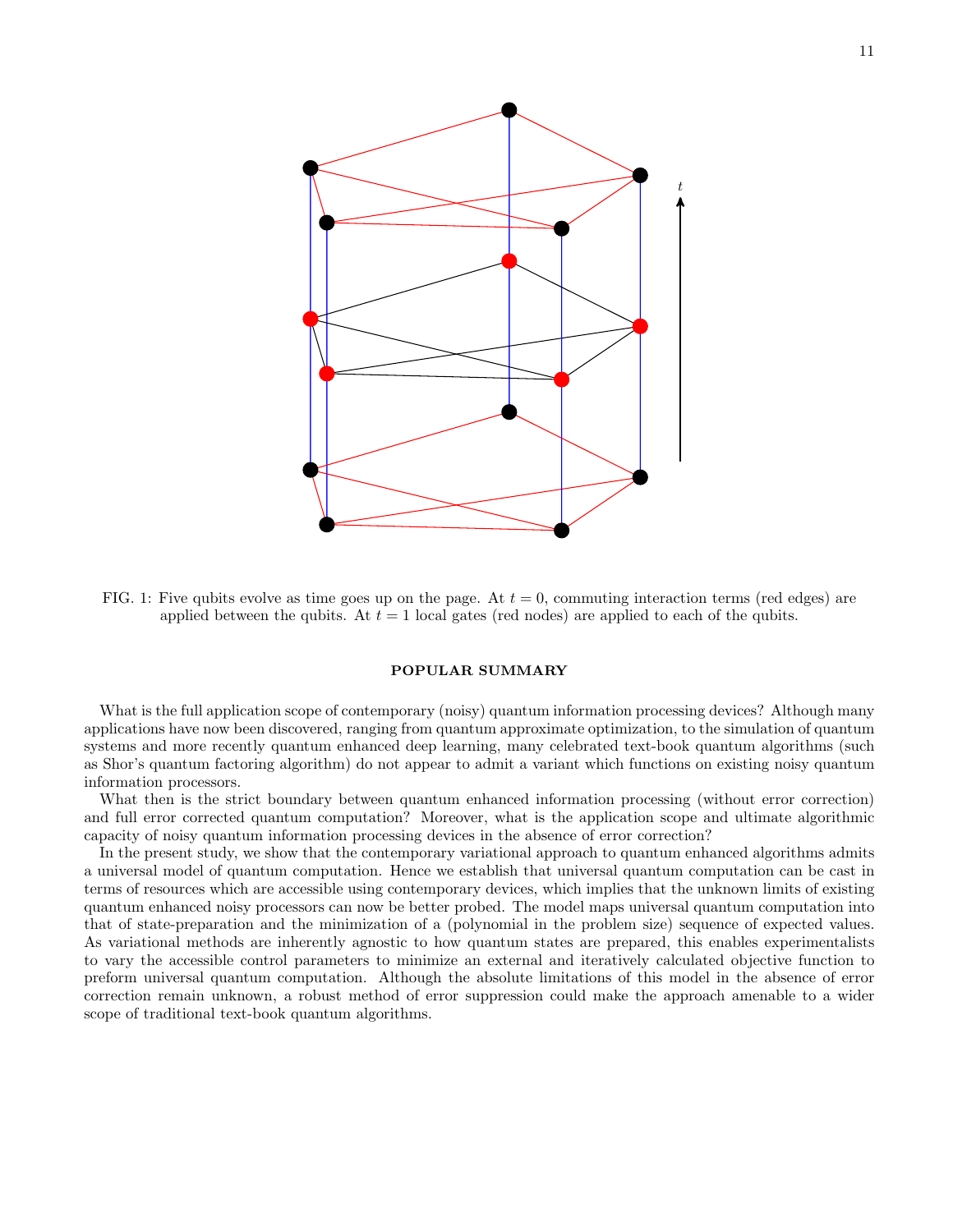FIG. 1: Five qubits evolve as time goes up on the page. At $t = 0$, commuting interaction terms (red edges) are applied between the qubits. At $t = 1$ local gates (red nodes) are applied to each of the qubits.

## POPULAR SUMMARY

What is the full application scope of contemporary (noisy) quantum information processing devices? Although many applications have now been discovered, ranging from quantum approximate optimization, to the simulation of quantum systems and more recently quantum enhanced deep learning, many celebrated text-book quantum algorithms (such as Shor's quantum factoring algorithm) do not appear to admit a variant which functions on existing noisy quantum information processors.

What then is the strict boundary between quantum enhanced information processing (without error correction) and full error corrected quantum computation? Moreover, what is the application scope and ultimate algorithmic capacity of noisy quantum information processing devices in the absence of error correction?

In the present study, we show that the contemporary variational approach to quantum enhanced algorithms admits a universal model of quantum computation. Hence we establish that universal quantum computation can be cast in terms of resources which are accessible using contemporary devices, which implies that the unknown limits of existing quantum enhanced noisy processors can now be better probed. The model maps universal quantum computation into that of state-preparation and the minimization of a (polynomial in the problem size) sequence of expected values. As variational methods are inherently agnostic to how quantum states are prepared, this enables experimentalists to vary the accessible control parameters to minimize an external and iteratively calculated objective function to preform universal quantum computation. Although the absolute limitations of this model in the absence of error correction remain unknown, a robust method of error suppression could make the approach amenable to a wider scope of traditional text-book quantum algorithms.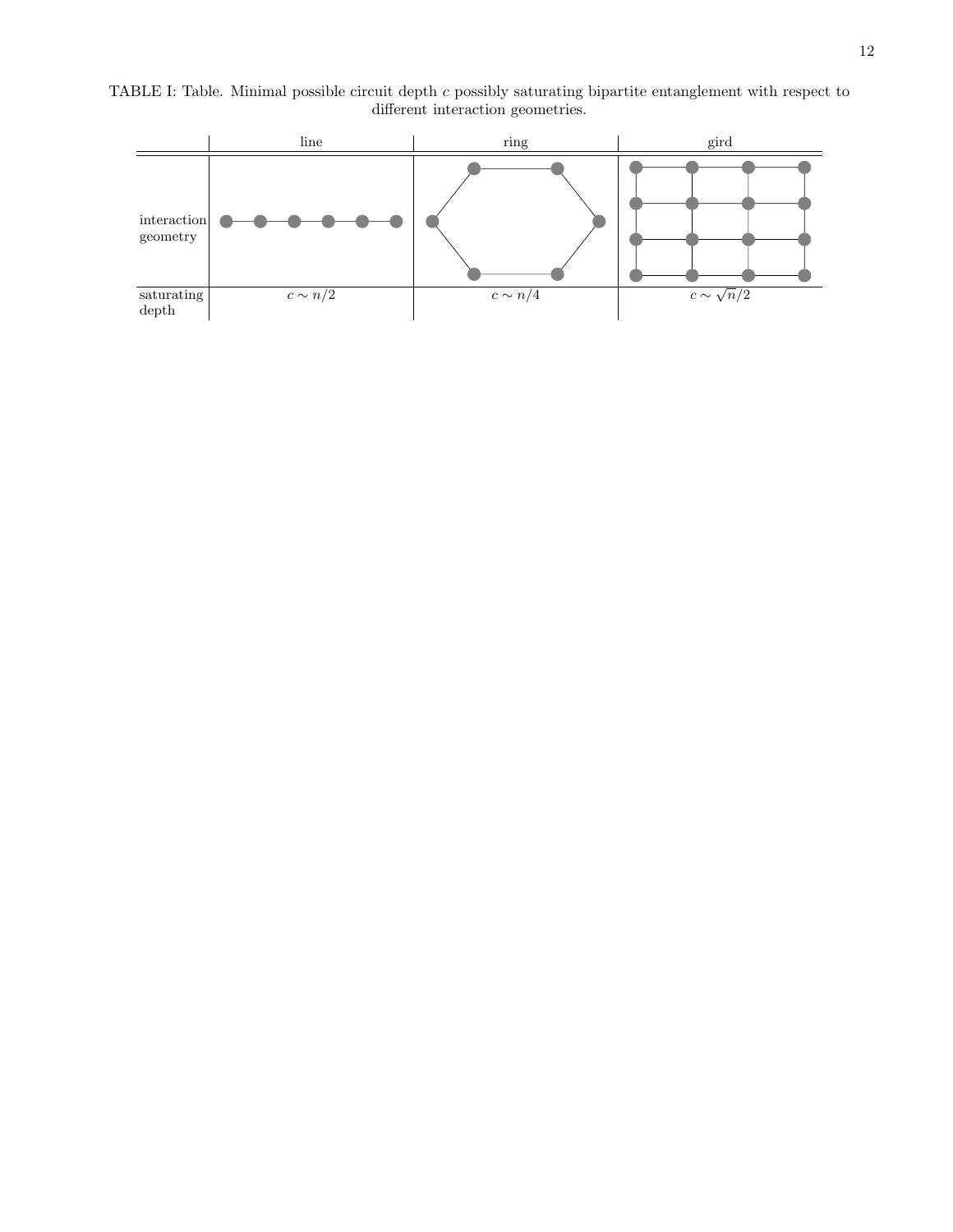TABLE I: Table. Minimal possible circuit depth $c$ possibly saturating bipartite entanglement with respect to different interaction geometries.

| | line | ring | gird |
|---|---|---|---|
| interaction geometry | | | |
| saturating depth | $c \sim n/2$ | $c \sim n/4$ | $c \sim \sqrt{n}/2$ |